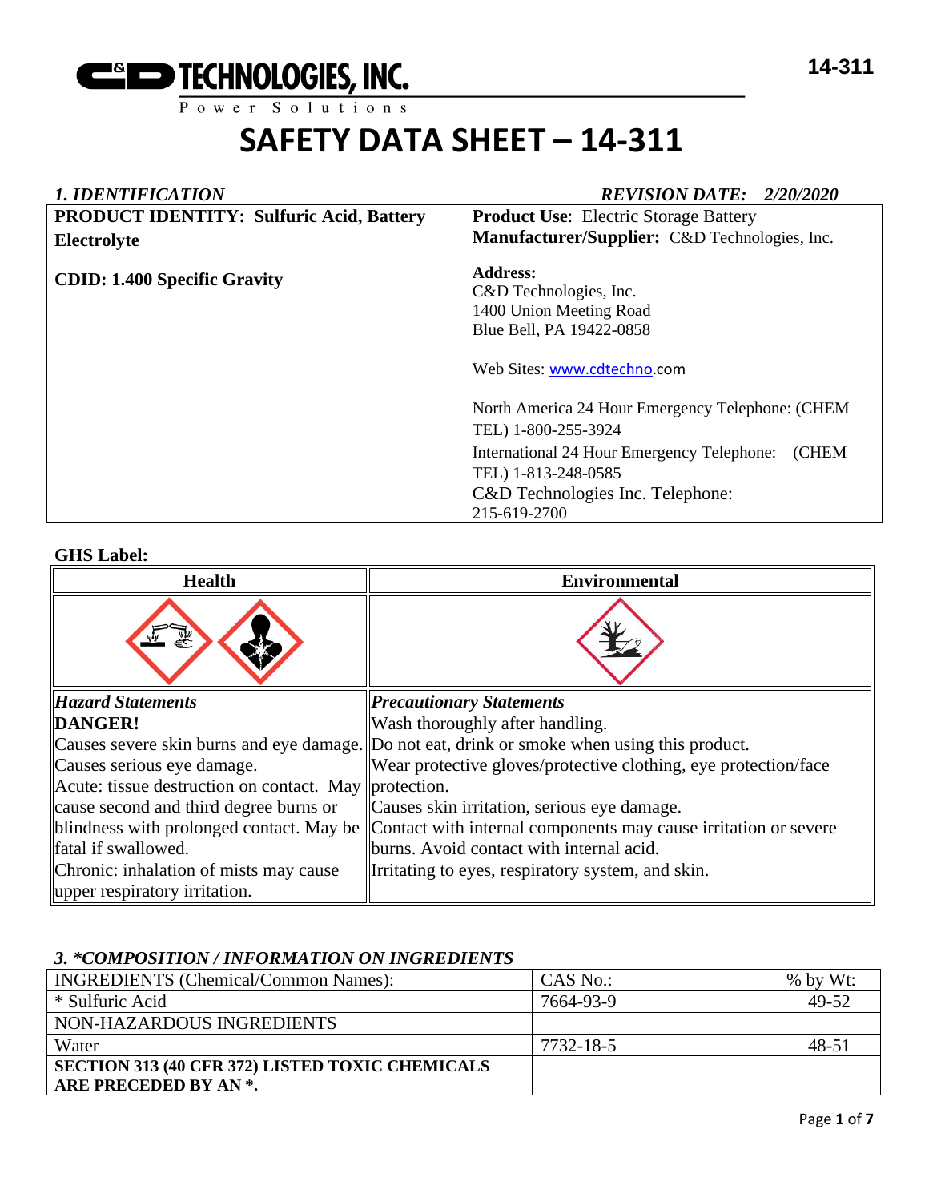C&D TECHNOLOGIES, INC.

Power Solutions

# SAFETY DATA SHEET – 14-311

## *1. IDENTIFICATION*

*REVISION DATE: 2/20/2020*

| **PRODUCT IDENTITY: Sulfuric Acid, Battery Electrolyte**<br><br>**CDID: 1.400 Specific Gravity** | **Product Use**: Electric Storage Battery<br>**Manufacturer/Supplier:** C&D Technologies, Inc.<br><br>**Address:**<br>C&D Technologies, Inc.<br>1400 Union Meeting Road<br>Blue Bell, PA 19422-0858<br><br>Web Sites: www.cdtechno.com<br><br>North America 24 Hour Emergency Telephone: (CHEM TEL) 1-800-255-3924<br>International 24 Hour Emergency Telephone: (CHEM TEL) 1-813-248-0585<br>C&D Technologies Inc. Telephone: 215-619-2700 |
|---|---|

**GHS Label:**

| Health | Environmental |
|---|---|
| | |
| ***Hazard Statements***<br>**DANGER!**<br>Causes severe skin burns and eye damage.<br>Causes serious eye damage.<br>Acute: tissue destruction on contact. May cause second and third degree burns or blindness with prolonged contact. May be fatal if swallowed.<br>Chronic: inhalation of mists may cause upper respiratory irritation. | ***Precautionary Statements***<br>Wash thoroughly after handling.<br>Do not eat, drink or smoke when using this product.<br>Wear protective gloves/protective clothing, eye protection/face protection.<br>Causes skin irritation, serious eye damage.<br>Contact with internal components may cause irritation or severe burns. Avoid contact with internal acid.<br>Irritating to eyes, respiratory system, and skin. |

## *3. \*COMPOSITION / INFORMATION ON INGREDIENTS*

| INGREDIENTS (Chemical/Common Names): | CAS No.: | % by Wt: |
|---|---|---|
| * Sulfuric Acid | 7664-93-9 | 49-52 |
| NON-HAZARDOUS INGREDIENTS | | |
| Water | 7732-18-5 | 48-51 |
| **SECTION 313 (40 CFR 372) LISTED TOXIC CHEMICALS ARE PRECEDED BY AN *.** | | |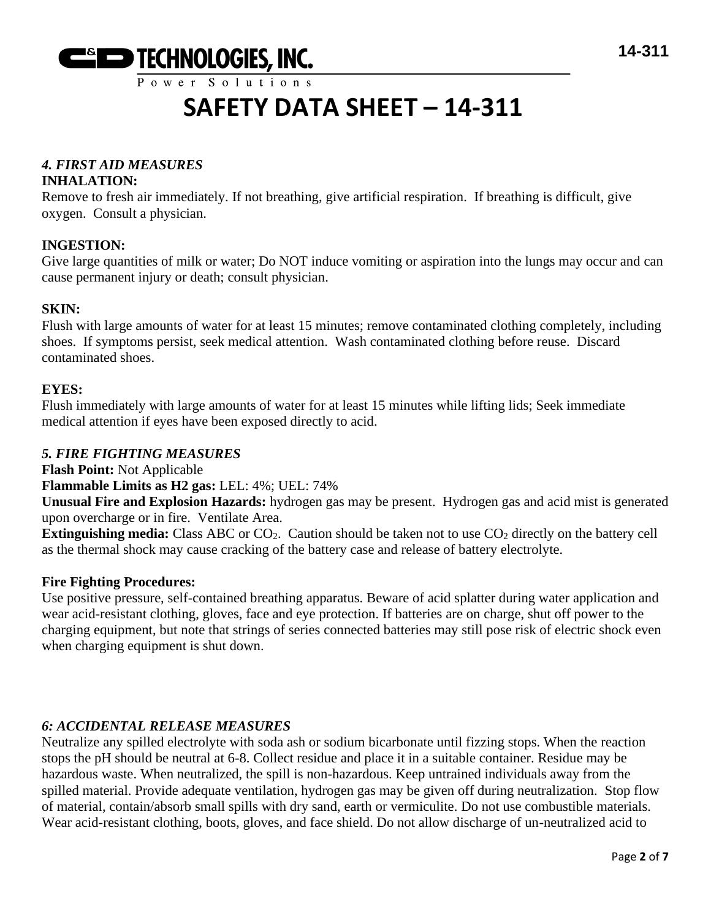# SAFETY DATA SHEET – 14-311

### *4. FIRST AID MEASURES*

**INHALATION:**

Remove to fresh air immediately. If not breathing, give artificial respiration. If breathing is difficult, give oxygen. Consult a physician.

**INGESTION:**

Give large quantities of milk or water; Do NOT induce vomiting or aspiration into the lungs may occur and can cause permanent injury or death; consult physician.

**SKIN:**

Flush with large amounts of water for at least 15 minutes; remove contaminated clothing completely, including shoes. If symptoms persist, seek medical attention. Wash contaminated clothing before reuse. Discard contaminated shoes.

**EYES:**

Flush immediately with large amounts of water for at least 15 minutes while lifting lids; Seek immediate medical attention if eyes have been exposed directly to acid.

### *5. FIRE FIGHTING MEASURES*

**Flash Point:** Not Applicable

**Flammable Limits as H2 gas:** LEL: 4%; UEL: 74%

**Unusual Fire and Explosion Hazards:** hydrogen gas may be present. Hydrogen gas and acid mist is generated upon overcharge or in fire. Ventilate Area.

**Extinguishing media:** Class ABC or $CO_2$. Caution should be taken not to use $CO_2$ directly on the battery cell as the thermal shock may cause cracking of the battery case and release of battery electrolyte.

**Fire Fighting Procedures:**

Use positive pressure, self-contained breathing apparatus. Beware of acid splatter during water application and wear acid-resistant clothing, gloves, face and eye protection. If batteries are on charge, shut off power to the charging equipment, but note that strings of series connected batteries may still pose risk of electric shock even when charging equipment is shut down.

### *6: ACCIDENTAL RELEASE MEASURES*

Neutralize any spilled electrolyte with soda ash or sodium bicarbonate until fizzing stops. When the reaction stops the pH should be neutral at 6-8. Collect residue and place it in a suitable container. Residue may be hazardous waste. When neutralized, the spill is non-hazardous. Keep untrained individuals away from the spilled material. Provide adequate ventilation, hydrogen gas may be given off during neutralization. Stop flow of material, contain/absorb small spills with dry sand, earth or vermiculite. Do not use combustible materials. Wear acid-resistant clothing, boots, gloves, and face shield. Do not allow discharge of un-neutralized acid to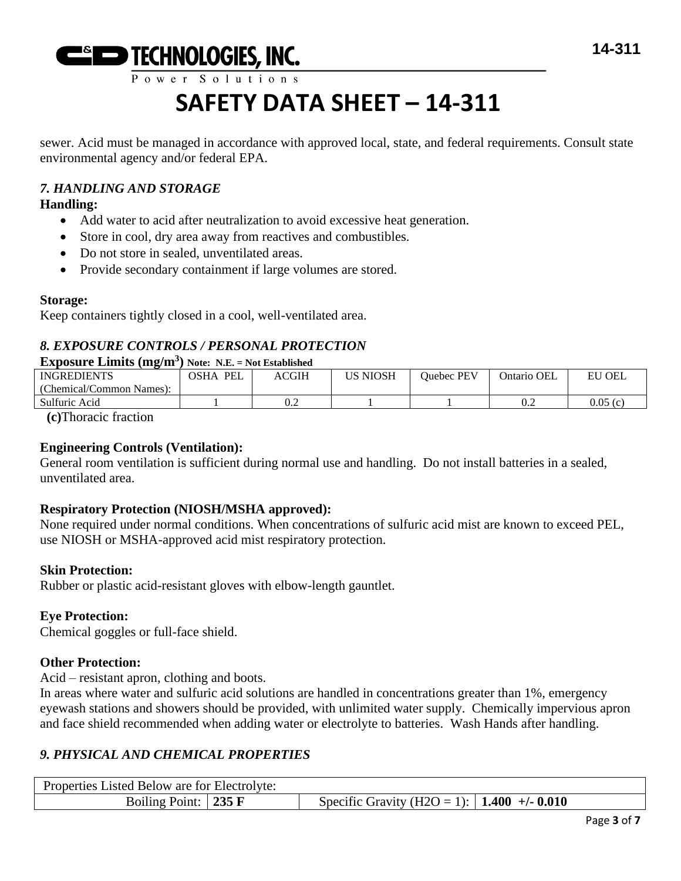sewer. Acid must be managed in accordance with approved local, state, and federal requirements. Consult state environmental agency and/or federal EPA.

### *7. HANDLING AND STORAGE*

**Handling:**

- Add water to acid after neutralization to avoid excessive heat generation.
- Store in cool, dry area away from reactives and combustibles.
- Do not store in sealed, unventilated areas.
- Provide secondary containment if large volumes are stored.

**Storage:**

Keep containers tightly closed in a cool, well-ventilated area.

### *8. EXPOSURE CONTROLS / PERSONAL PROTECTION*

**Exposure Limits ($mg/m^3$)** **Note: N.E. = Not Established**

| INGREDIENTS (Chemical/Common Names): | OSHA PEL | ACGIH | US NIOSH | Quebec PEV | Ontario OEL | EU OEL |
|---|---|---|---|---|---|---|
| Sulfuric Acid | 1 | 0.2 | 1 | 1 | 0.2 | 0.05 (c) |

**(c)**Thoracic fraction

**Engineering Controls (Ventilation):**

General room ventilation is sufficient during normal use and handling. Do not install batteries in a sealed, unventilated area.

**Respiratory Protection (NIOSH/MSHA approved):**

None required under normal conditions. When concentrations of sulfuric acid mist are known to exceed PEL, use NIOSH or MSHA-approved acid mist respiratory protection.

**Skin Protection:**

Rubber or plastic acid-resistant gloves with elbow-length gauntlet.

**Eye Protection:**

Chemical goggles or full-face shield.

**Other Protection:**

Acid – resistant apron, clothing and boots.

In areas where water and sulfuric acid solutions are handled in concentrations greater than 1%, emergency eyewash stations and showers should be provided, with unlimited water supply. Chemically impervious apron and face shield recommended when adding water or electrolyte to batteries. Wash Hands after handling.

### *9. PHYSICAL AND CHEMICAL PROPERTIES*

| Properties Listed Below are for Electrolyte: | | | |
|---|---|---|---|
| Boiling Point: | **235 F** | Specific Gravity ($H_2O$ = 1): | **1.400 +/- 0.010** |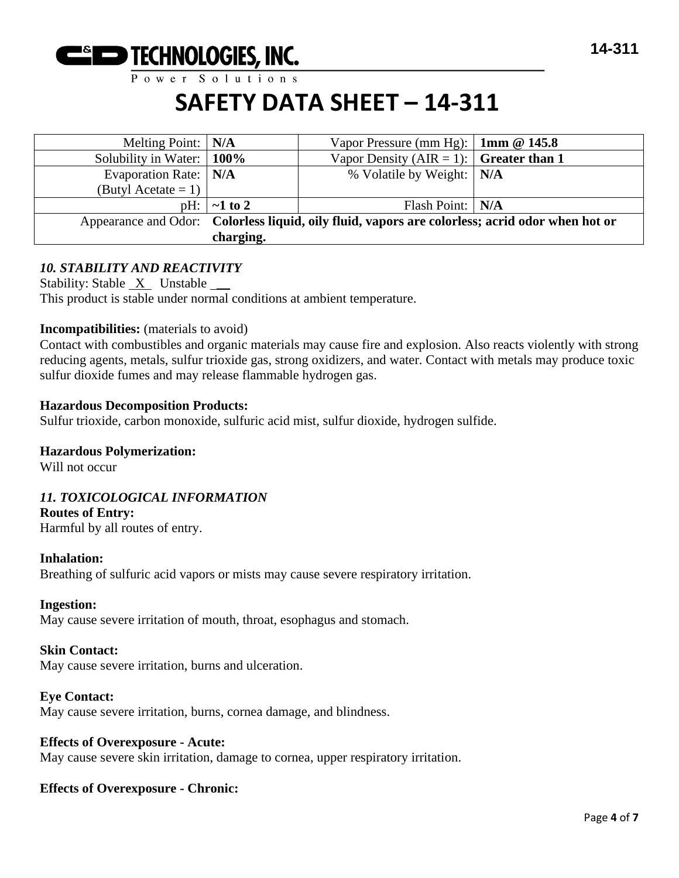# SAFETY DATA SHEET – 14-311

| Melting Point: | **N/A** | Vapor Pressure (mm Hg): | **1mm @ 145.8** |
|---|---|---|---|
| Solubility in Water: | **100%** | Vapor Density (AIR = 1): | **Greater than 1** |
| Evaporation Rate: (Butyl Acetate = 1) | **N/A** | % Volatile by Weight: | **N/A** |
| pH: | **~1 to 2** | Flash Point: | **N/A** |
| Appearance and Odor: | **Colorless liquid, oily fluid, vapors are colorless; acrid odor when hot or charging.** | | |

### *10. STABILITY AND REACTIVITY*

Stability: Stable X Unstable __
This product is stable under normal conditions at ambient temperature.

**Incompatibilities:** (materials to avoid)
Contact with combustibles and organic materials may cause fire and explosion. Also reacts violently with strong reducing agents, metals, sulfur trioxide gas, strong oxidizers, and water. Contact with metals may produce toxic sulfur dioxide fumes and may release flammable hydrogen gas.

**Hazardous Decomposition Products:**
Sulfur trioxide, carbon monoxide, sulfuric acid mist, sulfur dioxide, hydrogen sulfide.

**Hazardous Polymerization:**
Will not occur

### *11. TOXICOLOGICAL INFORMATION*

**Routes of Entry:**
Harmful by all routes of entry.

**Inhalation:**
Breathing of sulfuric acid vapors or mists may cause severe respiratory irritation.

**Ingestion:**
May cause severe irritation of mouth, throat, esophagus and stomach.

**Skin Contact:**
May cause severe irritation, burns and ulceration.

**Eye Contact:**
May cause severe irritation, burns, cornea damage, and blindness.

**Effects of Overexposure - Acute:**
May cause severe skin irritation, damage to cornea, upper respiratory irritation.

**Effects of Overexposure - Chronic:**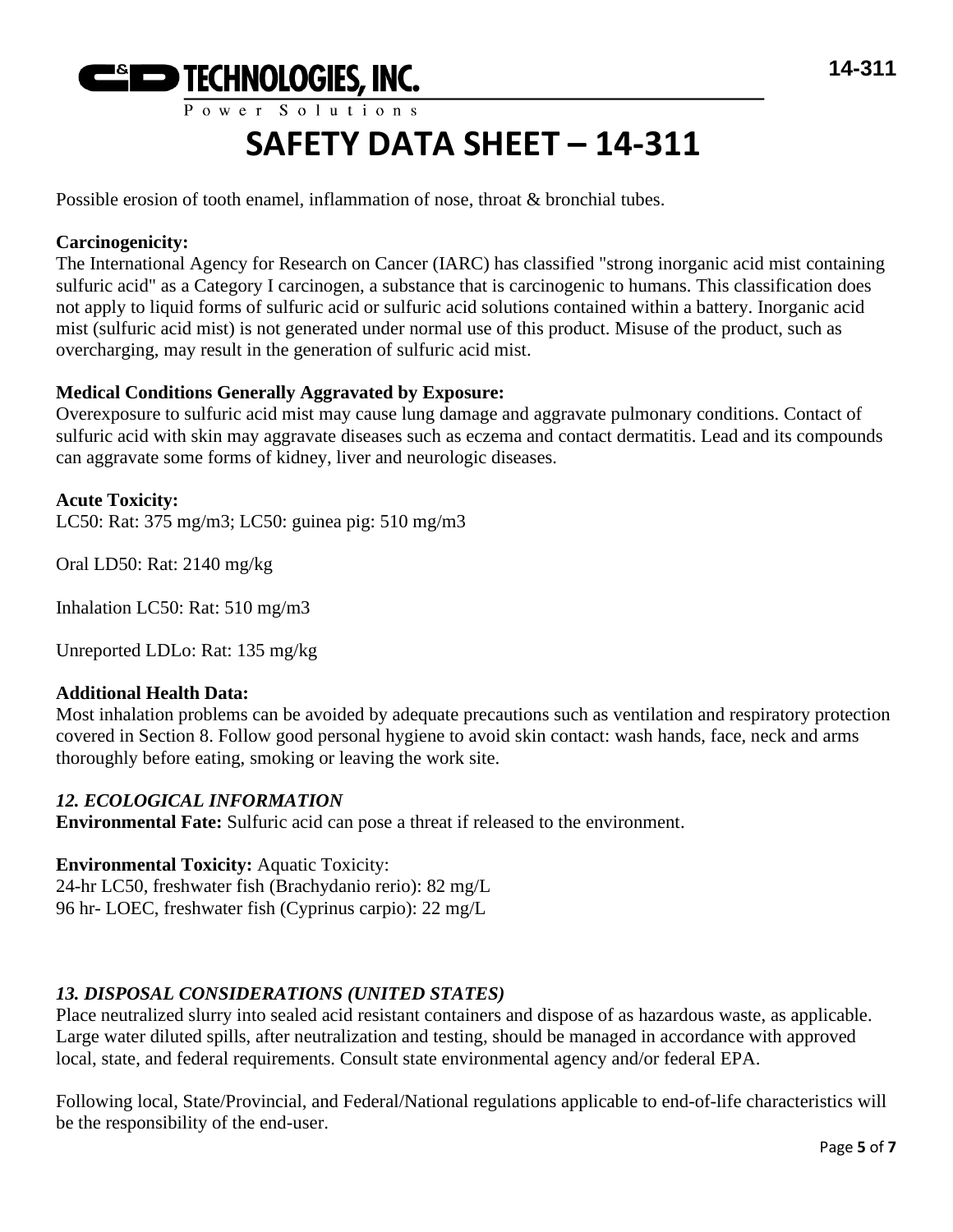Possible erosion of tooth enamel, inflammation of nose, throat & bronchial tubes.

**Carcinogenicity:**
The International Agency for Research on Cancer (IARC) has classified "strong inorganic acid mist containing sulfuric acid" as a Category I carcinogen, a substance that is carcinogenic to humans. This classification does not apply to liquid forms of sulfuric acid or sulfuric acid solutions contained within a battery. Inorganic acid mist (sulfuric acid mist) is not generated under normal use of this product. Misuse of the product, such as overcharging, may result in the generation of sulfuric acid mist.

**Medical Conditions Generally Aggravated by Exposure:**
Overexposure to sulfuric acid mist may cause lung damage and aggravate pulmonary conditions. Contact of sulfuric acid with skin may aggravate diseases such as eczema and contact dermatitis. Lead and its compounds can aggravate some forms of kidney, liver and neurologic diseases.

**Acute Toxicity:**
LC50: Rat: 375 mg/m3; LC50: guinea pig: 510 mg/m3

Oral LD50: Rat: 2140 mg/kg

Inhalation LC50: Rat: 510 mg/m3

Unreported LDLo: Rat: 135 mg/kg

**Additional Health Data:**
Most inhalation problems can be avoided by adequate precautions such as ventilation and respiratory protection covered in Section 8. Follow good personal hygiene to avoid skin contact: wash hands, face, neck and arms thoroughly before eating, smoking or leaving the work site.

## *12. ECOLOGICAL INFORMATION*

**Environmental Fate:** Sulfuric acid can pose a threat if released to the environment.

**Environmental Toxicity:** Aquatic Toxicity:
24-hr LC50, freshwater fish (Brachydanio rerio): 82 mg/L
96 hr- LOEC, freshwater fish (Cyprinus carpio): 22 mg/L

## *13. DISPOSAL CONSIDERATIONS (UNITED STATES)*

Place neutralized slurry into sealed acid resistant containers and dispose of as hazardous waste, as applicable. Large water diluted spills, after neutralization and testing, should be managed in accordance with approved local, state, and federal requirements. Consult state environmental agency and/or federal EPA.

Following local, State/Provincial, and Federal/National regulations applicable to end-of-life characteristics will be the responsibility of the end-user.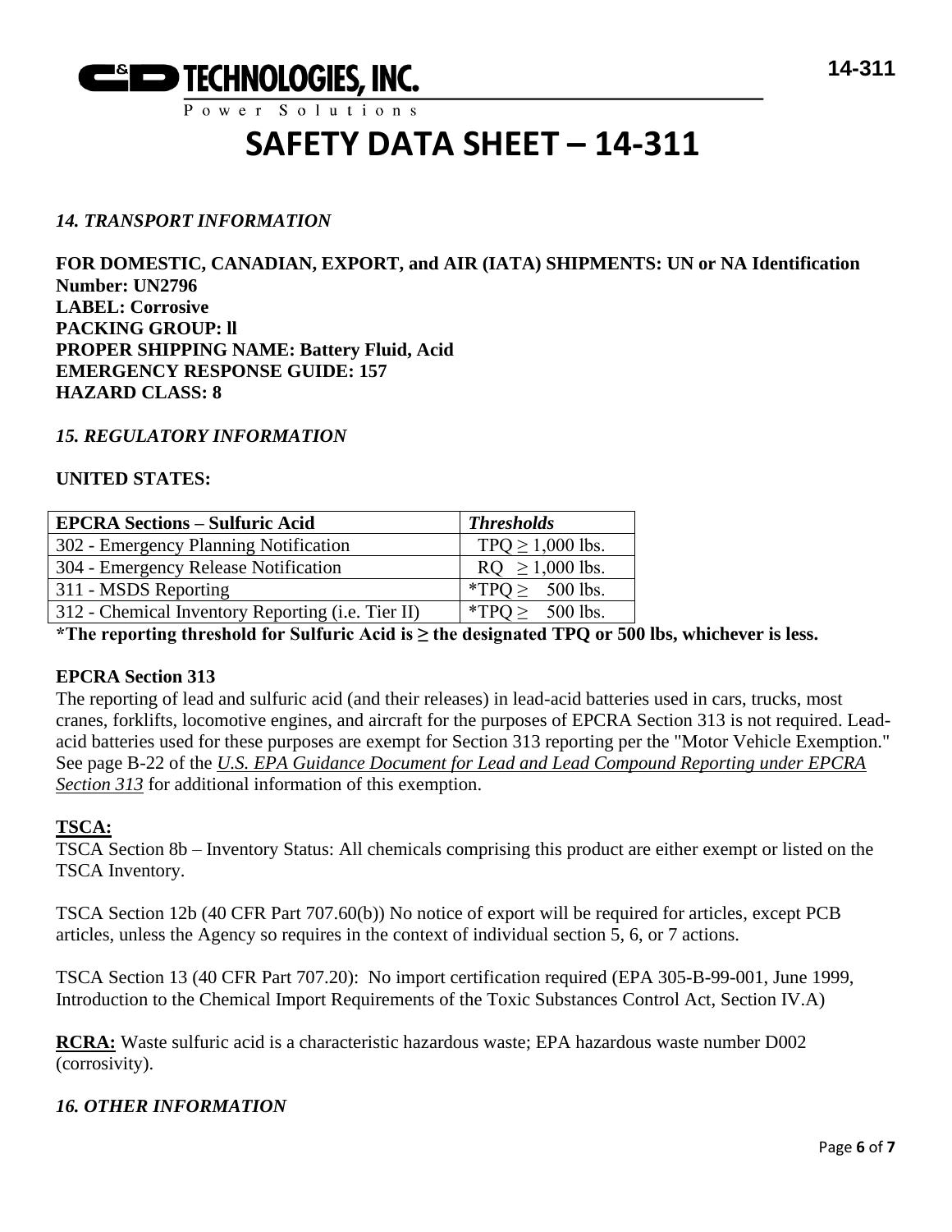## *14. TRANSPORT INFORMATION*

**FOR DOMESTIC, CANADIAN, EXPORT, and AIR (IATA) SHIPMENTS: UN or NA Identification Number: UN2796**
**LABEL: Corrosive**
**PACKING GROUP: ll**
**PROPER SHIPPING NAME: Battery Fluid, Acid**
**EMERGENCY RESPONSE GUIDE: 157**
**HAZARD CLASS: 8**

## *15. REGULATORY INFORMATION*

**UNITED STATES:**

| **EPCRA Sections – Sulfuric Acid** | ***Thresholds*** |
|---|---|
| 302 - Emergency Planning Notification | TPQ ≥ 1,000 lbs. |
| 304 - Emergency Release Notification | RQ ≥ 1,000 lbs. |
| 311 - MSDS Reporting | *TPQ ≥ 500 lbs. |
| 312 - Chemical Inventory Reporting (i.e. Tier II) | *TPQ ≥ 500 lbs. |

**\*The reporting threshold for Sulfuric Acid is ≥ the designated TPQ or 500 lbs, whichever is less.**

**EPCRA Section 313**

The reporting of lead and sulfuric acid (and their releases) in lead-acid batteries used in cars, trucks, most cranes, forklifts, locomotive engines, and aircraft for the purposes of EPCRA Section 313 is not required. Lead-acid batteries used for these purposes are exempt for Section 313 reporting per the "Motor Vehicle Exemption." See page B-22 of the *U.S. EPA Guidance Document for Lead and Lead Compound Reporting under EPCRA Section 313* for additional information of this exemption.

**TSCA:**

TSCA Section 8b – Inventory Status: All chemicals comprising this product are either exempt or listed on the TSCA Inventory.

TSCA Section 12b (40 CFR Part 707.60(b)) No notice of export will be required for articles, except PCB articles, unless the Agency so requires in the context of individual section 5, 6, or 7 actions.

TSCA Section 13 (40 CFR Part 707.20): No import certification required (EPA 305-B-99-001, June 1999, Introduction to the Chemical Import Requirements of the Toxic Substances Control Act, Section IV.A)

**RCRA:** Waste sulfuric acid is a characteristic hazardous waste; EPA hazardous waste number D002 (corrosivity).

## *16. OTHER INFORMATION*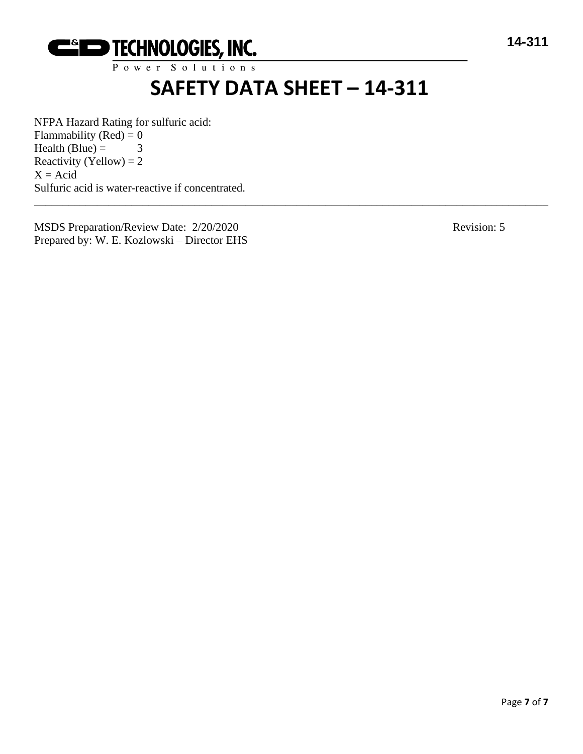NFPA Hazard Rating for sulfuric acid:
Flammability (Red) = 0
Health (Blue) = 3
Reactivity (Yellow) = 2
X = Acid
Sulfuric acid is water-reactive if concentrated.

---

MSDS Preparation/Review Date: 2/20/2020 Revision: 5
Prepared by: W. E. Kozlowski – Director EHS